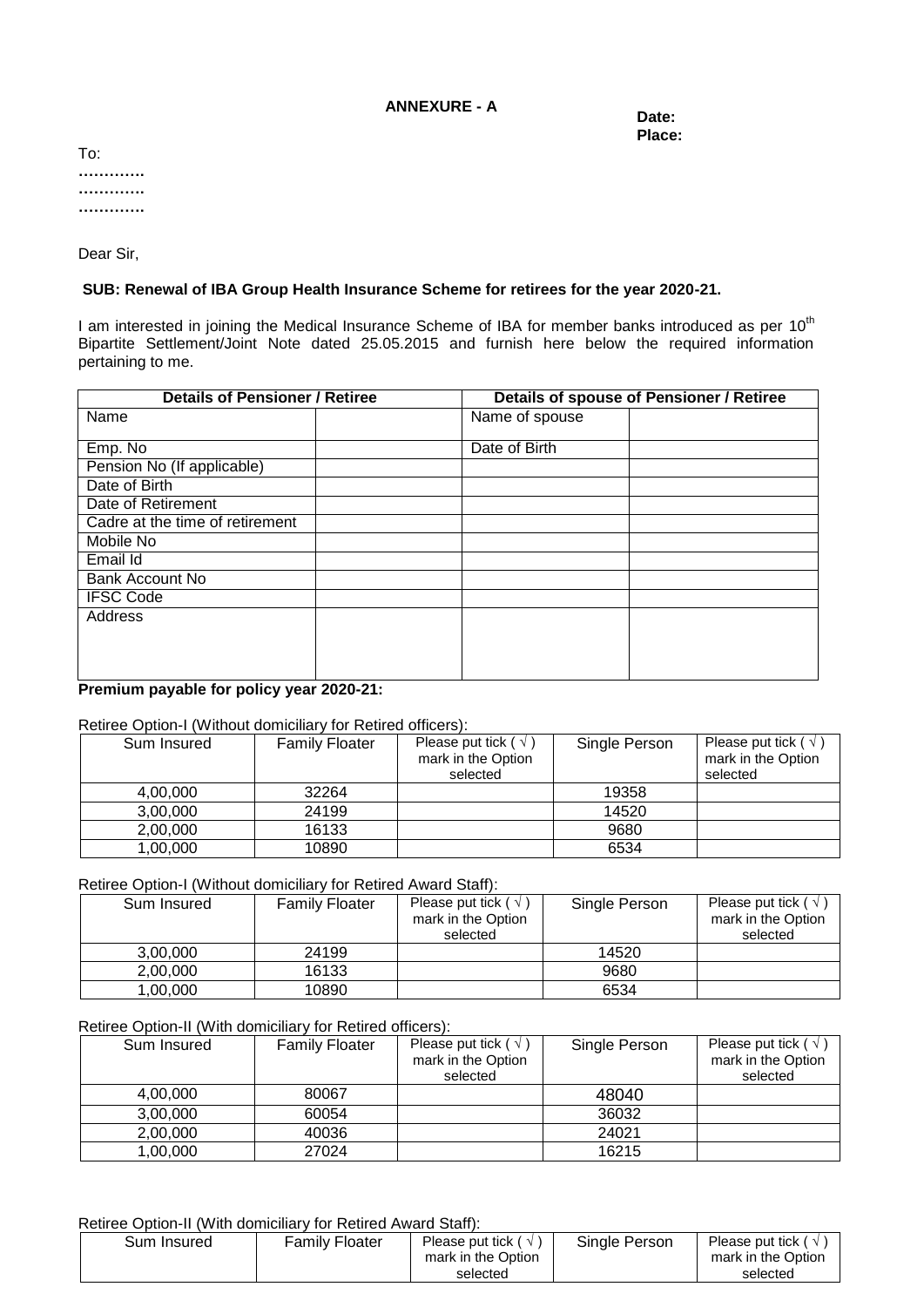**ANNEXURE - A**

**Date:**
**Place:**

To:
**………….**
**………….**
**………….**

Dear Sir,

**SUB: Renewal of IBA Group Health Insurance Scheme for retirees for the year 2020-21.**

I am interested in joining the Medical Insurance Scheme of IBA for member banks introduced as per 10th Bipartite Settlement/Joint Note dated 25.05.2015 and furnish here below the required information pertaining to me.

| **Details of Pensioner / Retiree** | | **Details of spouse of Pensioner / Retiree** | |
|---|---|---|---|
| Name | | Name of spouse | |
| Emp. No | | Date of Birth | |
| Pension No (If applicable) | | | |
| Date of Birth | | | |
| Date of Retirement | | | |
| Cadre at the time of retirement | | | |
| Mobile No | | | |
| Email Id | | | |
| Bank Account No | | | |
| IFSC Code | | | |
| Address | | | |

**Premium payable for policy year 2020-21:**

Retiree Option-I (Without domiciliary for Retired officers):

| Sum Insured | Family Floater | Please put tick ( √ ) mark in the Option selected | Single Person | Please put tick ( √ ) mark in the Option selected |
|---|---|---|---|---|
| 4,00,000 | 32264 | | 19358 | |
| 3,00,000 | 24199 | | 14520 | |
| 2,00,000 | 16133 | | 9680 | |
| 1,00,000 | 10890 | | 6534 | |

Retiree Option-I (Without domiciliary for Retired Award Staff):

| Sum Insured | Family Floater | Please put tick ( √ ) mark in the Option selected | Single Person | Please put tick ( √ ) mark in the Option selected |
|---|---|---|---|---|
| 3,00,000 | 24199 | | 14520 | |
| 2,00,000 | 16133 | | 9680 | |
| 1,00,000 | 10890 | | 6534 | |

Retiree Option-II (With domiciliary for Retired officers):

| Sum Insured | Family Floater | Please put tick ( √ ) mark in the Option selected | Single Person | Please put tick ( √ ) mark in the Option selected |
|---|---|---|---|---|
| 4,00,000 | 80067 | | 48040 | |
| 3,00,000 | 60054 | | 36032 | |
| 2,00,000 | 40036 | | 24021 | |
| 1,00,000 | 27024 | | 16215 | |

Retiree Option-II (With domiciliary for Retired Award Staff):

| Sum Insured | Family Floater | Please put tick ( √ ) mark in the Option selected | Single Person | Please put tick ( √ ) mark in the Option selected |
|---|---|---|---|---|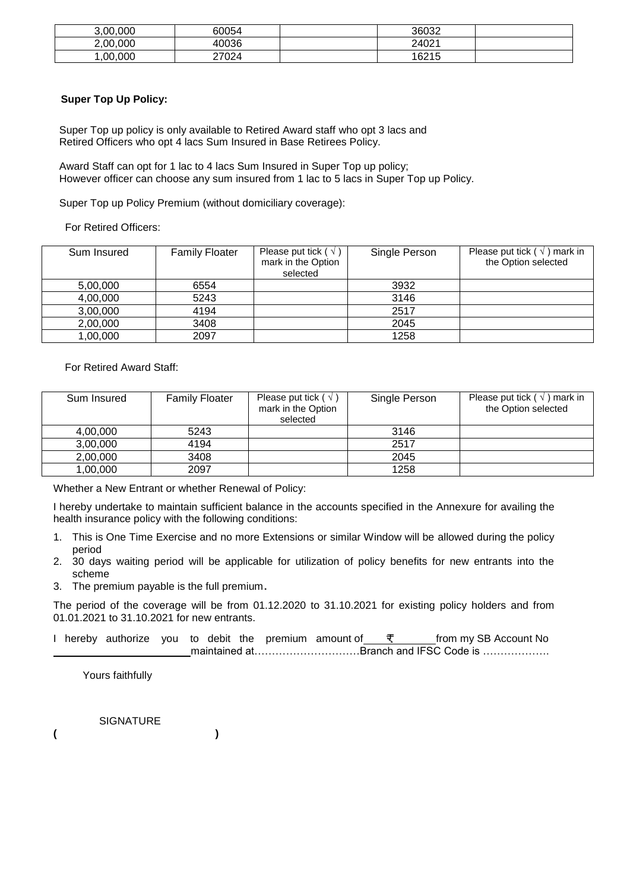| | | | | |
|---|---|---|---|---|
| 3,00,000 | 60054 | | 36032 | |
| 2,00,000 | 40036 | | 24021 | |
| 1,00,000 | 27024 | | 16215 | |

**Super Top Up Policy:**

Super Top up policy is only available to Retired Award staff who opt 3 lacs and Retired Officers who opt 4 lacs Sum Insured in Base Retirees Policy.

Award Staff can opt for 1 lac to 4 lacs Sum Insured in Super Top up policy; However officer can choose any sum insured from 1 lac to 5 lacs in Super Top up Policy.

Super Top up Policy Premium (without domiciliary coverage):

For Retired Officers:

| Sum Insured | Family Floater | Please put tick ( √ ) mark in the Option selected | Single Person | Please put tick ( √ ) mark in the Option selected |
|---|---|---|---|---|
| 5,00,000 | 6554 | | 3932 | |
| 4,00,000 | 5243 | | 3146 | |
| 3,00,000 | 4194 | | 2517 | |
| 2,00,000 | 3408 | | 2045 | |
| 1,00,000 | 2097 | | 1258 | |

For Retired Award Staff:

| Sum Insured | Family Floater | Please put tick ( √ ) mark in the Option selected | Single Person | Please put tick ( √ ) mark in the Option selected |
|---|---|---|---|---|
| 4,00,000 | 5243 | | 3146 | |
| 3,00,000 | 4194 | | 2517 | |
| 2,00,000 | 3408 | | 2045 | |
| 1,00,000 | 2097 | | 1258 | |

Whether a New Entrant or whether Renewal of Policy:

I hereby undertake to maintain sufficient balance in the accounts specified in the Annexure for availing the health insurance policy with the following conditions:

1. This is One Time Exercise and no more Extensions or similar Window will be allowed during the policy period
2. 30 days waiting period will be applicable for utilization of policy benefits for new entrants into the scheme
3. The premium payable is the full premium.

The period of the coverage will be from 01.12.2020 to 31.10.2021 for existing policy holders and from 01.01.2021 to 31.10.2021 for new entrants.

I hereby authorize you to debit the premium amount of ₹ ________ from my SB Account No ________________________ maintained at…………………………Branch and IFSC Code is ……………….

Yours faithfully

SIGNATURE

( )